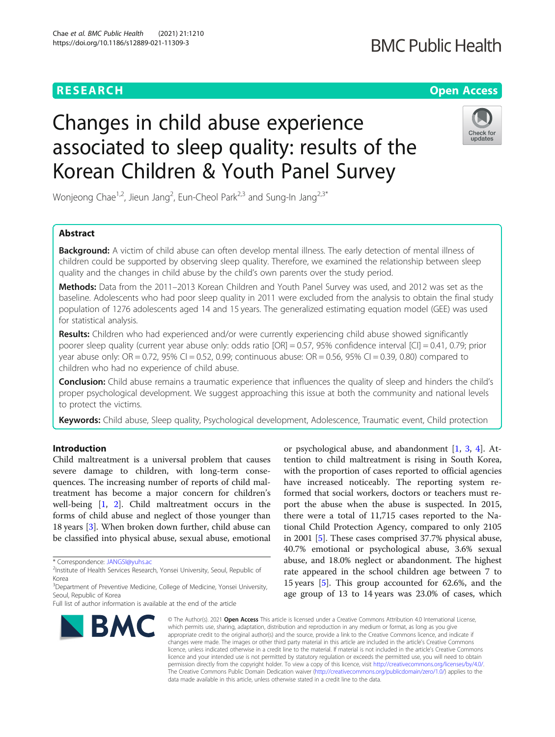RESEARCH

Open Access

# Changes in child abuse experience associated to sleep quality: results of the Korean Children & Youth Panel Survey

Wonjeong Chae[1,2], Jieun Jang[2], Eun-Cheol Park[2,3] and Sung-In Jang[2,3*]

## Abstract

**Background:** A victim of child abuse can often develop mental illness. The early detection of mental illness of children could be supported by observing sleep quality. Therefore, we examined the relationship between sleep quality and the changes in child abuse by the child's own parents over the study period.

**Methods:** Data from the 2011–2013 Korean Children and Youth Panel Survey was used, and 2012 was set as the baseline. Adolescents who had poor sleep quality in 2011 were excluded from the analysis to obtain the final study population of 1276 adolescents aged 14 and 15 years. The generalized estimating equation model (GEE) was used for statistical analysis.

**Results:** Children who had experienced and/or were currently experiencing child abuse showed significantly poorer sleep quality (current year abuse only: odds ratio [OR] = 0.57, 95% confidence interval [CI] = 0.41, 0.79; prior year abuse only: OR = 0.72, 95% CI = 0.52, 0.99; continuous abuse: OR = 0.56, 95% CI = 0.39, 0.80) compared to children who had no experience of child abuse.

**Conclusion:** Child abuse remains a traumatic experience that influences the quality of sleep and hinders the child's proper psychological development. We suggest approaching this issue at both the community and national levels to protect the victims.

**Keywords:** Child abuse, Sleep quality, Psychological development, Adolescence, Traumatic event, Child protection

## Introduction

Child maltreatment is a universal problem that causes severe damage to children, with long-term consequences. The increasing number of reports of child maltreatment has become a major concern for children's well-being [1, 2]. Child maltreatment occurs in the forms of child abuse and neglect of those younger than 18 years [3]. When broken down further, child abuse can be classified into physical abuse, sexual abuse, emotional or psychological abuse, and abandonment [1, 3, 4]. Attention to child maltreatment is rising in South Korea, with the proportion of cases reported to official agencies have increased noticeably. The reporting system reformed that social workers, doctors or teachers must report the abuse when the abuse is suspected. In 2015, there were a total of 11,715 cases reported to the National Child Protection Agency, compared to only 2105 in 2001 [5]. These cases comprised 37.7% physical abuse, 40.7% emotional or psychological abuse, 3.6% sexual abuse, and 18.0% neglect or abandonment. The highest rate appeared in the school children age between 7 to 15 years [5]. This group accounted for 62.6%, and the age group of 13 to 14 years was 23.0% of cases, which

\* Correspondence: JANGSI@yuhs.ac
[2]Institute of Health Services Research, Yonsei University, Seoul, Republic of Korea
[3]Department of Preventive Medicine, College of Medicine, Yonsei University, Seoul, Republic of Korea
Full list of author information is available at the end of the article

© The Author(s). 2021 **Open Access** This article is licensed under a Creative Commons Attribution 4.0 International License, which permits use, sharing, adaptation, distribution and reproduction in any medium or format, as long as you give appropriate credit to the original author(s) and the source, provide a link to the Creative Commons licence, and indicate if changes were made. The images or other third party material in this article are included in the article's Creative Commons licence, unless indicated otherwise in a credit line to the material. If material is not included in the article's Creative Commons licence and your intended use is not permitted by statutory regulation or exceeds the permitted use, you will need to obtain permission directly from the copyright holder. To view a copy of this licence, visit http://creativecommons.org/licenses/by/4.0/. The Creative Commons Public Domain Dedication waiver (http://creativecommons.org/publicdomain/zero/1.0/) applies to the data made available in this article, unless otherwise stated in a credit line to the data.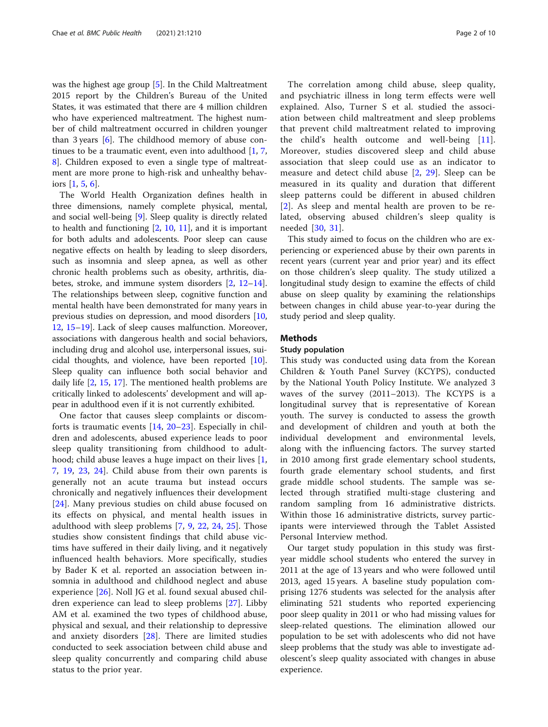was the highest age group [5]. In the Child Maltreatment 2015 report by the Children's Bureau of the United States, it was estimated that there are 4 million children who have experienced maltreatment. The highest number of child maltreatment occurred in children younger than 3 years [6]. The childhood memory of abuse continues to be a traumatic event, even into adulthood [1, 7, 8]. Children exposed to even a single type of maltreatment are more prone to high-risk and unhealthy behaviors [1, 5, 6].

The World Health Organization defines health in three dimensions, namely complete physical, mental, and social well-being [9]. Sleep quality is directly related to health and functioning [2, 10, 11], and it is important for both adults and adolescents. Poor sleep can cause negative effects on health by leading to sleep disorders, such as insomnia and sleep apnea, as well as other chronic health problems such as obesity, arthritis, diabetes, stroke, and immune system disorders [2, 12–14]. The relationships between sleep, cognitive function and mental health have been demonstrated for many years in previous studies on depression, and mood disorders [10, 12, 15–19]. Lack of sleep causes malfunction. Moreover, associations with dangerous health and social behaviors, including drug and alcohol use, interpersonal issues, suicidal thoughts, and violence, have been reported [10]. Sleep quality can influence both social behavior and daily life [2, 15, 17]. The mentioned health problems are critically linked to adolescents' development and will appear in adulthood even if it is not currently exhibited.

One factor that causes sleep complaints or discomforts is traumatic events [14, 20–23]. Especially in children and adolescents, abused experience leads to poor sleep quality transitioning from childhood to adulthood; child abuse leaves a huge impact on their lives [1, 7, 19, 23, 24]. Child abuse from their own parents is generally not an acute trauma but instead occurs chronically and negatively influences their development [24]. Many previous studies on child abuse focused on its effects on physical, and mental health issues in adulthood with sleep problems [7, 9, 22, 24, 25]. Those studies show consistent findings that child abuse victims have suffered in their daily living, and it negatively influenced health behaviors. More specifically, studies by Bader K et al. reported an association between insomnia in adulthood and childhood neglect and abuse experience [26]. Noll JG et al. found sexual abused children experience can lead to sleep problems [27]. Libby AM et al. examined the two types of childhood abuse, physical and sexual, and their relationship to depressive and anxiety disorders [28]. There are limited studies conducted to seek association between child abuse and sleep quality concurrently and comparing child abuse status to the prior year.

The correlation among child abuse, sleep quality, and psychiatric illness in long term effects were well explained. Also, Turner S et al. studied the association between child maltreatment and sleep problems that prevent child maltreatment related to improving the child's health outcome and well-being [11]. Moreover, studies discovered sleep and child abuse association that sleep could use as an indicator to measure and detect child abuse [2, 29]. Sleep can be measured in its quality and duration that different sleep patterns could be different in abused children [2]. As sleep and mental health are proven to be related, observing abused children's sleep quality is needed [30, 31].

This study aimed to focus on the children who are experiencing or experienced abuse by their own parents in recent years (current year and prior year) and its effect on those children's sleep quality. The study utilized a longitudinal study design to examine the effects of child abuse on sleep quality by examining the relationships between changes in child abuse year-to-year during the study period and sleep quality.

## Methods

### Study population

This study was conducted using data from the Korean Children & Youth Panel Survey (KCYPS), conducted by the National Youth Policy Institute. We analyzed 3 waves of the survey (2011–2013). The KCYPS is a longitudinal survey that is representative of Korean youth. The survey is conducted to assess the growth and development of children and youth at both the individual development and environmental levels, along with the influencing factors. The survey started in 2010 among first grade elementary school students, fourth grade elementary school students, and first grade middle school students. The sample was selected through stratified multi-stage clustering and random sampling from 16 administrative districts. Within those 16 administrative districts, survey participants were interviewed through the Tablet Assisted Personal Interview method.

Our target study population in this study was first-year middle school students who entered the survey in 2011 at the age of 13 years and who were followed until 2013, aged 15 years. A baseline study population comprising 1276 students was selected for the analysis after eliminating 521 students who reported experiencing poor sleep quality in 2011 or who had missing values for sleep-related questions. The elimination allowed our population to be set with adolescents who did not have sleep problems that the study was able to investigate adolescent's sleep quality associated with changes in abuse experience.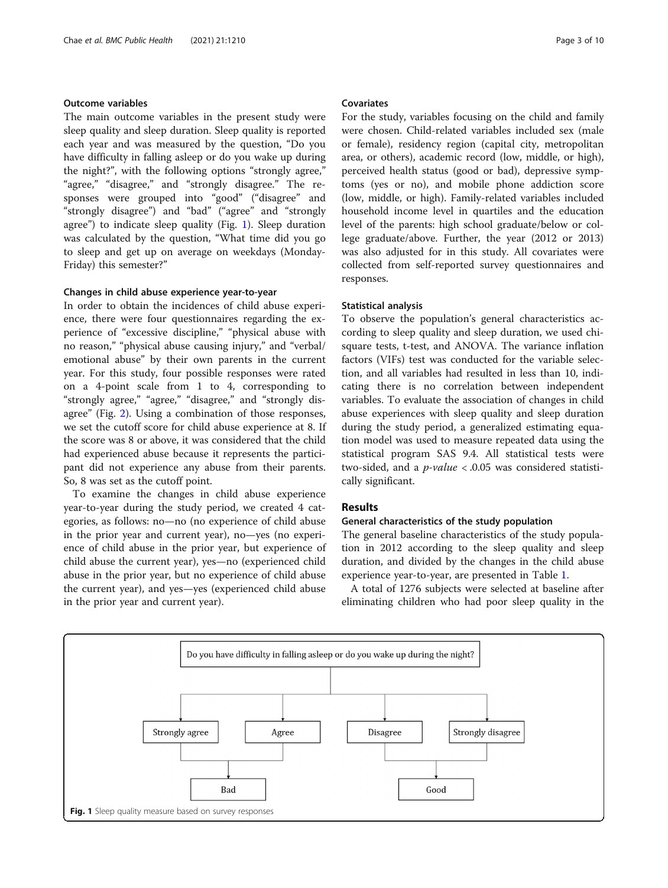### Outcome variables

The main outcome variables in the present study were sleep quality and sleep duration. Sleep quality is reported each year and was measured by the question, "Do you have difficulty in falling asleep or do you wake up during the night?", with the following options "strongly agree," "agree," "disagree," and "strongly disagree." The responses were grouped into "good" ("disagree" and "strongly disagree") and "bad" ("agree" and "strongly agree") to indicate sleep quality (Fig. 1). Sleep duration was calculated by the question, "What time did you go to sleep and get up on average on weekdays (Monday-Friday) this semester?"

### Changes in child abuse experience year-to-year

In order to obtain the incidences of child abuse experience, there were four questionnaires regarding the experience of "excessive discipline," "physical abuse with no reason," "physical abuse causing injury," and "verbal/emotional abuse" by their own parents in the current year. For this study, four possible responses were rated on a 4-point scale from 1 to 4, corresponding to "strongly agree," "agree," "disagree," and "strongly disagree" (Fig. 2). Using a combination of those responses, we set the cutoff score for child abuse experience at 8. If the score was 8 or above, it was considered that the child had experienced abuse because it represents the participant did not experience any abuse from their parents. So, 8 was set as the cutoff point.

To examine the changes in child abuse experience year-to-year during the study period, we created 4 categories, as follows: no—no (no experience of child abuse in the prior year and current year), no—yes (no experience of child abuse in the prior year, but experience of child abuse the current year), yes—no (experienced child abuse in the prior year, but no experience of child abuse the current year), and yes—yes (experienced child abuse in the prior year and current year).

### Covariates

For the study, variables focusing on the child and family were chosen. Child-related variables included sex (male or female), residency region (capital city, metropolitan area, or others), academic record (low, middle, or high), perceived health status (good or bad), depressive symptoms (yes or no), and mobile phone addiction score (low, middle, or high). Family-related variables included household income level in quartiles and the education level of the parents: high school graduate/below or college graduate/above. Further, the year (2012 or 2013) was also adjusted for in this study. All covariates were collected from self-reported survey questionnaires and responses.

### Statistical analysis

To observe the population's general characteristics according to sleep quality and sleep duration, we used chi-square tests, t-test, and ANOVA. The variance inflation factors (VIFs) test was conducted for the variable selection, and all variables had resulted in less than 10, indicating there is no correlation between independent variables. To evaluate the association of changes in child abuse experiences with sleep quality and sleep duration during the study period, a generalized estimating equation model was used to measure repeated data using the statistical program SAS 9.4. All statistical tests were two-sided, and a *p-value* < .0.05 was considered statistically significant.

## Results

### General characteristics of the study population

The general baseline characteristics of the study population in 2012 according to the sleep quality and sleep duration, and divided by the changes in the child abuse experience year-to-year, are presented in Table 1.

A total of 1276 subjects were selected at baseline after eliminating children who had poor sleep quality in the

Do you have difficulty in falling asleep or do you wake up during the night?

Strongly agree | Agree | Disagree | Strongly disagree

Bad | Good

**Fig. 1** Sleep quality measure based on survey responses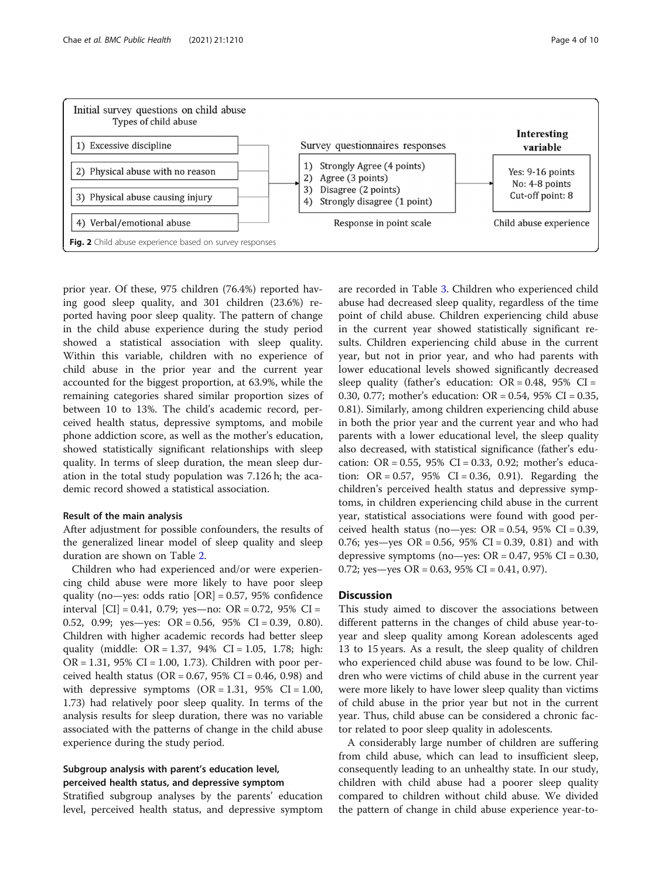Initial survey questions on child abuse

Types of child abuse

1) Excessive discipline
2) Physical abuse with no reason
3) Physical abuse causing injury
4) Verbal/emotional abuse

Survey questionnaires responses

1) Strongly Agree (4 points)
2) Agree (3 points)
3) Disagree (2 points)
4) Strongly disagree (1 point)

Response in point scale

Interesting variable

Yes: 9-16 points
No: 4-8 points
Cut-off point: 8

Child abuse experience

**Fig. 2** Child abuse experience based on survey responses

prior year. Of these, 975 children (76.4%) reported having good sleep quality, and 301 children (23.6%) reported having poor sleep quality. The pattern of change in the child abuse experience during the study period showed a statistical association with sleep quality. Within this variable, children with no experience of child abuse in the prior year and the current year accounted for the biggest proportion, at 63.9%, while the remaining categories shared similar proportion sizes of between 10 to 13%. The child's academic record, perceived health status, depressive symptoms, and mobile phone addiction score, as well as the mother's education, showed statistically significant relationships with sleep quality. In terms of sleep duration, the mean sleep duration in the total study population was 7.126 h; the academic record showed a statistical association.

#### Result of the main analysis

After adjustment for possible confounders, the results of the generalized linear model of sleep quality and sleep duration are shown on Table 2.

Children who had experienced and/or were experiencing child abuse were more likely to have poor sleep quality (no—yes: odds ratio [OR] = 0.57, 95% confidence interval [CI] = 0.41, 0.79; yes—no: OR = 0.72, 95% CI = 0.52, 0.99; yes—yes: OR = 0.56, 95% CI = 0.39, 0.80). Children with higher academic records had better sleep quality (middle: OR = 1.37, 94% CI = 1.05, 1.78; high: OR = 1.31, 95% CI = 1.00, 1.73). Children with poor perceived health status (OR = 0.67, 95% CI = 0.46, 0.98) and with depressive symptoms (OR = 1.31, 95% CI = 1.00, 1.73) had relatively poor sleep quality. In terms of the analysis results for sleep duration, there was no variable associated with the patterns of change in the child abuse experience during the study period.

#### Subgroup analysis with parent's education level, perceived health status, and depressive symptom

Stratified subgroup analyses by the parents' education level, perceived health status, and depressive symptom are recorded in Table 3. Children who experienced child abuse had decreased sleep quality, regardless of the time point of child abuse. Children experiencing child abuse in the current year showed statistically significant results. Children experiencing child abuse in the current year, but not in prior year, and who had parents with lower educational levels showed significantly decreased sleep quality (father's education: OR = 0.48, 95% CI = 0.30, 0.77; mother's education: OR = 0.54, 95% CI = 0.35, 0.81). Similarly, among children experiencing child abuse in both the prior year and the current year and who had parents with a lower educational level, the sleep quality also decreased, with statistical significance (father's education: OR = 0.55, 95% CI = 0.33, 0.92; mother's education: OR = 0.57, 95% CI = 0.36, 0.91). Regarding the children's perceived health status and depressive symptoms, in children experiencing child abuse in the current year, statistical associations were found with good perceived health status (no—yes: OR = 0.54, 95% CI = 0.39, 0.76; yes—yes OR = 0.56, 95% CI = 0.39, 0.81) and with depressive symptoms (no—yes: OR = 0.47, 95% CI = 0.30, 0.72; yes—yes OR = 0.63, 95% CI = 0.41, 0.97).

## Discussion

This study aimed to discover the associations between different patterns in the changes of child abuse year-to-year and sleep quality among Korean adolescents aged 13 to 15 years. As a result, the sleep quality of children who experienced child abuse was found to be low. Children who were victims of child abuse in the current year were more likely to have lower sleep quality than victims of child abuse in the prior year but not in the current year. Thus, child abuse can be considered a chronic factor related to poor sleep quality in adolescents.

A considerably large number of children are suffering from child abuse, which can lead to insufficient sleep, consequently leading to an unhealthy state. In our study, children with child abuse had a poorer sleep quality compared to children without child abuse. We divided the pattern of change in child abuse experience year-to-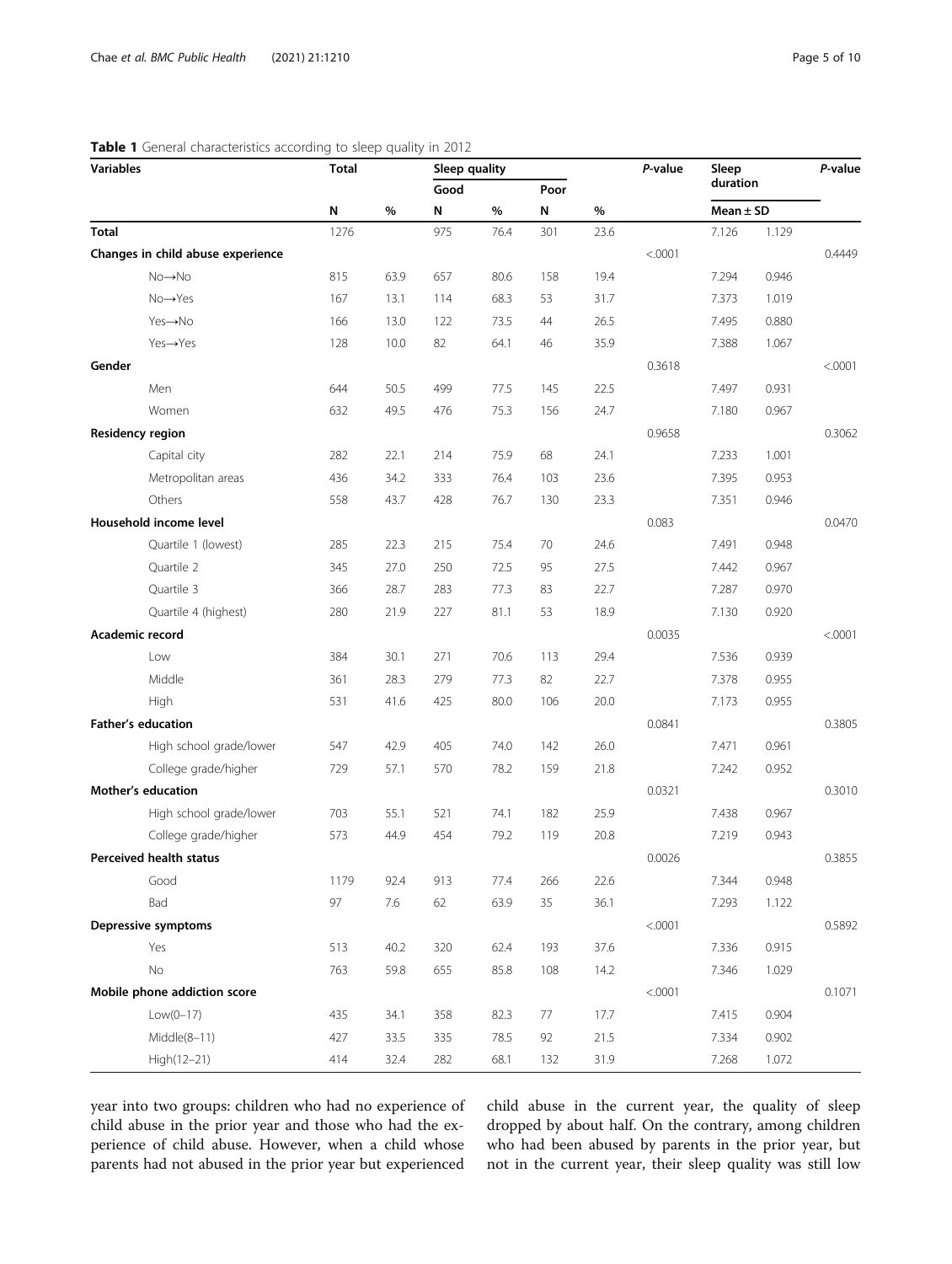**Table 1** General characteristics according to sleep quality in 2012

| Variables | Total | | Sleep quality | | | | *P*-value | Sleep duration | | *P*-value |
|---|---|---|---|---|---|---|---|---|---|---|
| | | | Good | | Poor | | | | | |
| | N | % | N | % | N | % | | Mean ± SD | | |
| **Total** | 1276 | | 975 | 76.4 | 301 | 23.6 | | 7.126 | 1.129 | |
| **Changes in child abuse experience** | | | | | | | <.0001 | | | 0.4449 |
| No→No | 815 | 63.9 | 657 | 80.6 | 158 | 19.4 | | 7.294 | 0.946 | |
| No→Yes | 167 | 13.1 | 114 | 68.3 | 53 | 31.7 | | 7.373 | 1.019 | |
| Yes→No | 166 | 13.0 | 122 | 73.5 | 44 | 26.5 | | 7.495 | 0.880 | |
| Yes→Yes | 128 | 10.0 | 82 | 64.1 | 46 | 35.9 | | 7.388 | 1.067 | |
| **Gender** | | | | | | | 0.3618 | | | <.0001 |
| Men | 644 | 50.5 | 499 | 77.5 | 145 | 22.5 | | 7.497 | 0.931 | |
| Women | 632 | 49.5 | 476 | 75.3 | 156 | 24.7 | | 7.180 | 0.967 | |
| **Residency region** | | | | | | | 0.9658 | | | 0.3062 |
| Capital city | 282 | 22.1 | 214 | 75.9 | 68 | 24.1 | | 7.233 | 1.001 | |
| Metropolitan areas | 436 | 34.2 | 333 | 76.4 | 103 | 23.6 | | 7.395 | 0.953 | |
| Others | 558 | 43.7 | 428 | 76.7 | 130 | 23.3 | | 7.351 | 0.946 | |
| **Household income level** | | | | | | | 0.083 | | | 0.0470 |
| Quartile 1 (lowest) | 285 | 22.3 | 215 | 75.4 | 70 | 24.6 | | 7.491 | 0.948 | |
| Quartile 2 | 345 | 27.0 | 250 | 72.5 | 95 | 27.5 | | 7.442 | 0.967 | |
| Quartile 3 | 366 | 28.7 | 283 | 77.3 | 83 | 22.7 | | 7.287 | 0.970 | |
| Quartile 4 (highest) | 280 | 21.9 | 227 | 81.1 | 53 | 18.9 | | 7.130 | 0.920 | |
| **Academic record** | | | | | | | 0.0035 | | | <.0001 |
| Low | 384 | 30.1 | 271 | 70.6 | 113 | 29.4 | | 7.536 | 0.939 | |
| Middle | 361 | 28.3 | 279 | 77.3 | 82 | 22.7 | | 7.378 | 0.955 | |
| High | 531 | 41.6 | 425 | 80.0 | 106 | 20.0 | | 7.173 | 0.955 | |
| **Father's education** | | | | | | | 0.0841 | | | 0.3805 |
| High school grade/lower | 547 | 42.9 | 405 | 74.0 | 142 | 26.0 | | 7.471 | 0.961 | |
| College grade/higher | 729 | 57.1 | 570 | 78.2 | 159 | 21.8 | | 7.242 | 0.952 | |
| **Mother's education** | | | | | | | 0.0321 | | | 0.3010 |
| High school grade/lower | 703 | 55.1 | 521 | 74.1 | 182 | 25.9 | | 7.438 | 0.967 | |
| College grade/higher | 573 | 44.9 | 454 | 79.2 | 119 | 20.8 | | 7.219 | 0.943 | |
| **Perceived health status** | | | | | | | 0.0026 | | | 0.3855 |
| Good | 1179 | 92.4 | 913 | 77.4 | 266 | 22.6 | | 7.344 | 0.948 | |
| Bad | 97 | 7.6 | 62 | 63.9 | 35 | 36.1 | | 7.293 | 1.122 | |
| **Depressive symptoms** | | | | | | | <.0001 | | | 0.5892 |
| Yes | 513 | 40.2 | 320 | 62.4 | 193 | 37.6 | | 7.336 | 0.915 | |
| No | 763 | 59.8 | 655 | 85.8 | 108 | 14.2 | | 7.346 | 1.029 | |
| **Mobile phone addiction score** | | | | | | | <.0001 | | | 0.1071 |
| Low(0–17) | 435 | 34.1 | 358 | 82.3 | 77 | 17.7 | | 7.415 | 0.904 | |
| Middle(8–11) | 427 | 33.5 | 335 | 78.5 | 92 | 21.5 | | 7.334 | 0.902 | |
| High(12–21) | 414 | 32.4 | 282 | 68.1 | 132 | 31.9 | | 7.268 | 1.072 | |

year into two groups: children who had no experience of child abuse in the prior year and those who had the experience of child abuse. However, when a child whose parents had not abused in the prior year but experienced child abuse in the current year, the quality of sleep dropped by about half. On the contrary, among children who had been abused by parents in the prior year, but not in the current year, their sleep quality was still low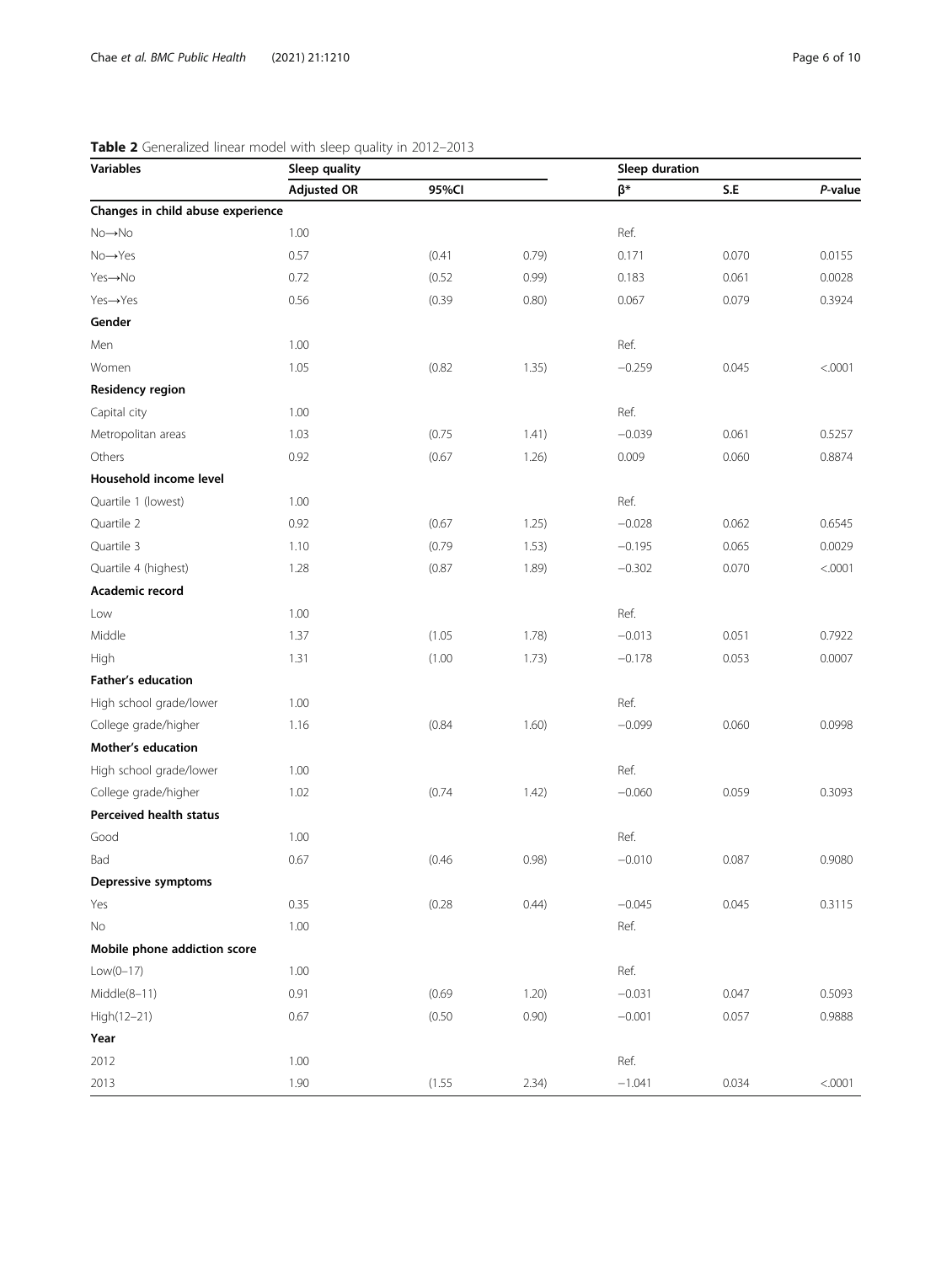**Table 2** Generalized linear model with sleep quality in 2012–2013

| Variables | Sleep quality | | | Sleep duration | | |
|---|---|---|---|---|---|---|
| | Adjusted OR | 95%CI | | β* | S.E | *P*-value |
| **Changes in child abuse experience** | | | | | | |
| No→No | 1.00 | | | Ref. | | |
| No→Yes | 0.57 | (0.41 | 0.79) | 0.171 | 0.070 | 0.0155 |
| Yes→No | 0.72 | (0.52 | 0.99) | 0.183 | 0.061 | 0.0028 |
| Yes→Yes | 0.56 | (0.39 | 0.80) | 0.067 | 0.079 | 0.3924 |
| **Gender** | | | | | | |
| Men | 1.00 | | | Ref. | | |
| Women | 1.05 | (0.82 | 1.35) | −0.259 | 0.045 | <.0001 |
| **Residency region** | | | | | | |
| Capital city | 1.00 | | | Ref. | | |
| Metropolitan areas | 1.03 | (0.75 | 1.41) | −0.039 | 0.061 | 0.5257 |
| Others | 0.92 | (0.67 | 1.26) | 0.009 | 0.060 | 0.8874 |
| **Household income level** | | | | | | |
| Quartile 1 (lowest) | 1.00 | | | Ref. | | |
| Quartile 2 | 0.92 | (0.67 | 1.25) | −0.028 | 0.062 | 0.6545 |
| Quartile 3 | 1.10 | (0.79 | 1.53) | −0.195 | 0.065 | 0.0029 |
| Quartile 4 (highest) | 1.28 | (0.87 | 1.89) | −0.302 | 0.070 | <.0001 |
| **Academic record** | | | | | | |
| Low | 1.00 | | | Ref. | | |
| Middle | 1.37 | (1.05 | 1.78) | −0.013 | 0.051 | 0.7922 |
| High | 1.31 | (1.00 | 1.73) | −0.178 | 0.053 | 0.0007 |
| **Father's education** | | | | | | |
| High school grade/lower | 1.00 | | | Ref. | | |
| College grade/higher | 1.16 | (0.84 | 1.60) | −0.099 | 0.060 | 0.0998 |
| **Mother's education** | | | | | | |
| High school grade/lower | 1.00 | | | Ref. | | |
| College grade/higher | 1.02 | (0.74 | 1.42) | −0.060 | 0.059 | 0.3093 |
| **Perceived health status** | | | | | | |
| Good | 1.00 | | | Ref. | | |
| Bad | 0.67 | (0.46 | 0.98) | −0.010 | 0.087 | 0.9080 |
| **Depressive symptoms** | | | | | | |
| Yes | 0.35 | (0.28 | 0.44) | −0.045 | 0.045 | 0.3115 |
| No | 1.00 | | | Ref. | | |
| **Mobile phone addiction score** | | | | | | |
| Low(0–17) | 1.00 | | | Ref. | | |
| Middle(8–11) | 0.91 | (0.69 | 1.20) | −0.031 | 0.047 | 0.5093 |
| High(12–21) | 0.67 | (0.50 | 0.90) | −0.001 | 0.057 | 0.9888 |
| **Year** | | | | | | |
| 2012 | 1.00 | | | Ref. | | |
| 2013 | 1.90 | (1.55 | 2.34) | −1.041 | 0.034 | <.0001 |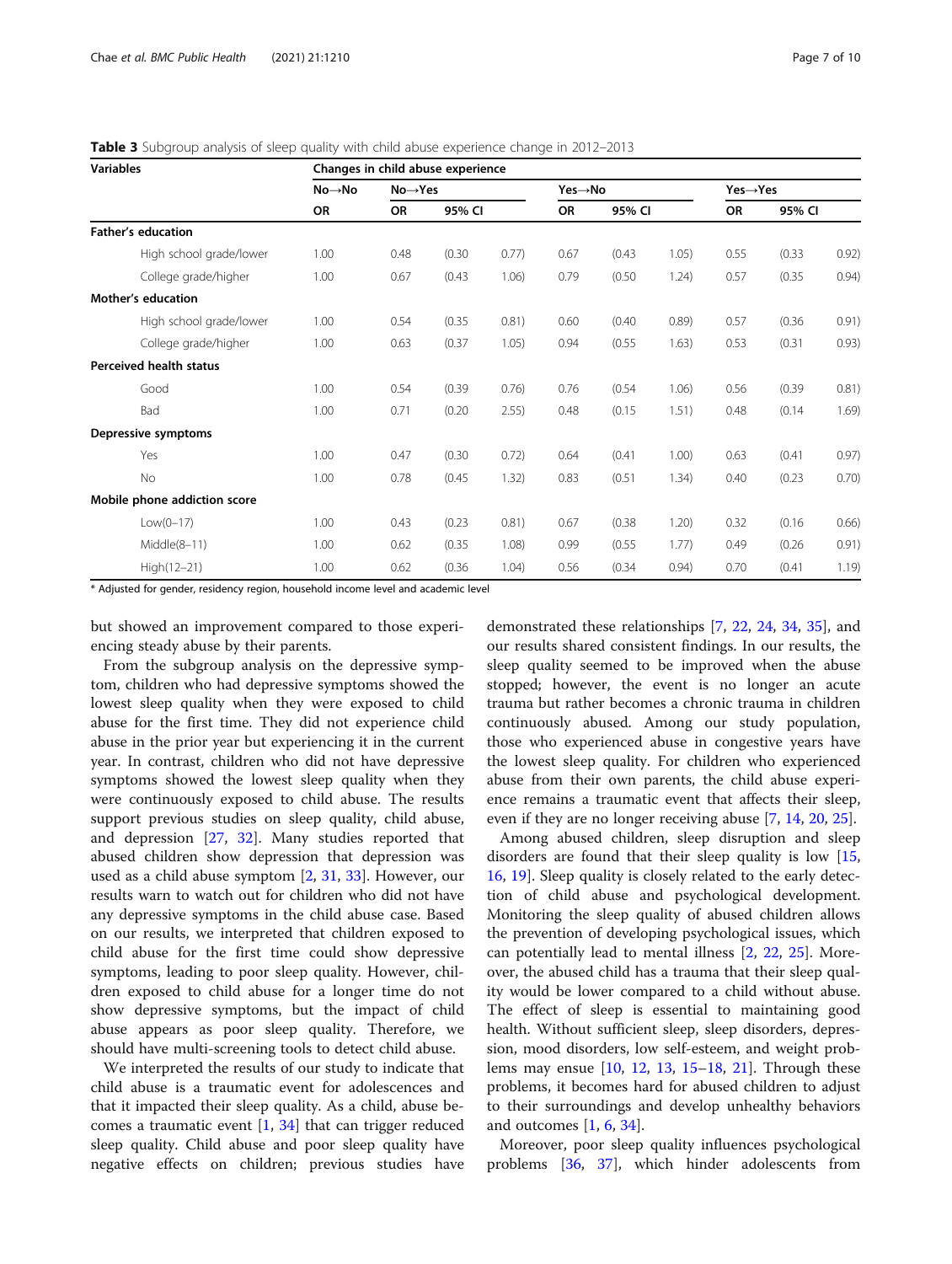**Table 3** Subgroup analysis of sleep quality with child abuse experience change in 2012–2013

| Variables | Changes in child abuse experience | | | | | | | | | |
|---|---|---|---|---|---|---|---|---|---|---|
| | No→No | No→Yes | | | Yes→No | | | Yes→Yes | | |
| | OR | OR | 95% CI | | OR | 95% CI | | OR | 95% CI | |
| **Father's education** | | | | | | | | | | |
| High school grade/lower | 1.00 | 0.48 | (0.30 | 0.77) | 0.67 | (0.43 | 1.05) | 0.55 | (0.33 | 0.92) |
| College grade/higher | 1.00 | 0.67 | (0.43 | 1.06) | 0.79 | (0.50 | 1.24) | 0.57 | (0.35 | 0.94) |
| **Mother's education** | | | | | | | | | | |
| High school grade/lower | 1.00 | 0.54 | (0.35 | 0.81) | 0.60 | (0.40 | 0.89) | 0.57 | (0.36 | 0.91) |
| College grade/higher | 1.00 | 0.63 | (0.37 | 1.05) | 0.94 | (0.55 | 1.63) | 0.53 | (0.31 | 0.93) |
| **Perceived health status** | | | | | | | | | | |
| Good | 1.00 | 0.54 | (0.39 | 0.76) | 0.76 | (0.54 | 1.06) | 0.56 | (0.39 | 0.81) |
| Bad | 1.00 | 0.71 | (0.20 | 2.55) | 0.48 | (0.15 | 1.51) | 0.48 | (0.14 | 1.69) |
| **Depressive symptoms** | | | | | | | | | | |
| Yes | 1.00 | 0.47 | (0.30 | 0.72) | 0.64 | (0.41 | 1.00) | 0.63 | (0.41 | 0.97) |
| No | 1.00 | 0.78 | (0.45 | 1.32) | 0.83 | (0.51 | 1.34) | 0.40 | (0.23 | 0.70) |
| **Mobile phone addiction score** | | | | | | | | | | |
| Low(0–17) | 1.00 | 0.43 | (0.23 | 0.81) | 0.67 | (0.38 | 1.20) | 0.32 | (0.16 | 0.66) |
| Middle(8–11) | 1.00 | 0.62 | (0.35 | 1.08) | 0.99 | (0.55 | 1.77) | 0.49 | (0.26 | 0.91) |
| High(12–21) | 1.00 | 0.62 | (0.36 | 1.04) | 0.56 | (0.34 | 0.94) | 0.70 | (0.41 | 1.19) |

* Adjusted for gender, residency region, household income level and academic level

but showed an improvement compared to those experiencing steady abuse by their parents.

From the subgroup analysis on the depressive symptom, children who had depressive symptoms showed the lowest sleep quality when they were exposed to child abuse for the first time. They did not experience child abuse in the prior year but experiencing it in the current year. In contrast, children who did not have depressive symptoms showed the lowest sleep quality when they were continuously exposed to child abuse. The results support previous studies on sleep quality, child abuse, and depression [27, 32]. Many studies reported that abused children show depression that depression was used as a child abuse symptom [2, 31, 33]. However, our results warn to watch out for children who did not have any depressive symptoms in the child abuse case. Based on our results, we interpreted that children exposed to child abuse for the first time could show depressive symptoms, leading to poor sleep quality. However, children exposed to child abuse for a longer time do not show depressive symptoms, but the impact of child abuse appears as poor sleep quality. Therefore, we should have multi-screening tools to detect child abuse.

We interpreted the results of our study to indicate that child abuse is a traumatic event for adolescences and that it impacted their sleep quality. As a child, abuse becomes a traumatic event [1, 34] that can trigger reduced sleep quality. Child abuse and poor sleep quality have negative effects on children; previous studies have demonstrated these relationships [7, 22, 24, 34, 35], and our results shared consistent findings. In our results, the sleep quality seemed to be improved when the abuse stopped; however, the event is no longer an acute trauma but rather becomes a chronic trauma in children continuously abused. Among our study population, those who experienced abuse in congestive years have the lowest sleep quality. For children who experienced abuse from their own parents, the child abuse experience remains a traumatic event that affects their sleep, even if they are no longer receiving abuse [7, 14, 20, 25].

Among abused children, sleep disruption and sleep disorders are found that their sleep quality is low [15, 16, 19]. Sleep quality is closely related to the early detection of child abuse and psychological development. Monitoring the sleep quality of abused children allows the prevention of developing psychological issues, which can potentially lead to mental illness [2, 22, 25]. Moreover, the abused child has a trauma that their sleep quality would be lower compared to a child without abuse. The effect of sleep is essential to maintaining good health. Without sufficient sleep, sleep disorders, depression, mood disorders, low self-esteem, and weight problems may ensue [10, 12, 13, 15–18, 21]. Through these problems, it becomes hard for abused children to adjust to their surroundings and develop unhealthy behaviors and outcomes [1, 6, 34].

Moreover, poor sleep quality influences psychological problems [36, 37], which hinder adolescents from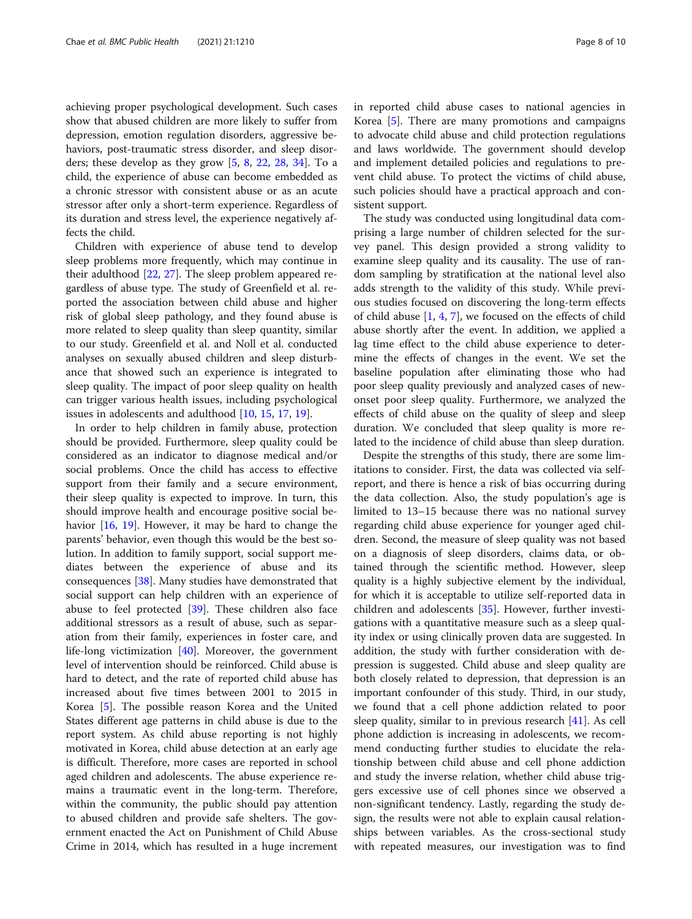achieving proper psychological development. Such cases show that abused children are more likely to suffer from depression, emotion regulation disorders, aggressive behaviors, post-traumatic stress disorder, and sleep disorders; these develop as they grow [5, 8, 22, 28, 34]. To a child, the experience of abuse can become embedded as a chronic stressor with consistent abuse or as an acute stressor after only a short-term experience. Regardless of its duration and stress level, the experience negatively affects the child.

Children with experience of abuse tend to develop sleep problems more frequently, which may continue in their adulthood [22, 27]. The sleep problem appeared regardless of abuse type. The study of Greenfield et al. reported the association between child abuse and higher risk of global sleep pathology, and they found abuse is more related to sleep quality than sleep quantity, similar to our study. Greenfield et al. and Noll et al. conducted analyses on sexually abused children and sleep disturbance that showed such an experience is integrated to sleep quality. The impact of poor sleep quality on health can trigger various health issues, including psychological issues in adolescents and adulthood [10, 15, 17, 19].

In order to help children in family abuse, protection should be provided. Furthermore, sleep quality could be considered as an indicator to diagnose medical and/or social problems. Once the child has access to effective support from their family and a secure environment, their sleep quality is expected to improve. In turn, this should improve health and encourage positive social behavior [16, 19]. However, it may be hard to change the parents' behavior, even though this would be the best solution. In addition to family support, social support mediates between the experience of abuse and its consequences [38]. Many studies have demonstrated that social support can help children with an experience of abuse to feel protected [39]. These children also face additional stressors as a result of abuse, such as separation from their family, experiences in foster care, and life-long victimization [40]. Moreover, the government level of intervention should be reinforced. Child abuse is hard to detect, and the rate of reported child abuse has increased about five times between 2001 and 2015 in Korea [5]. The possible reason Korea and the United States different age patterns in child abuse is due to the report system. As child abuse reporting is not highly motivated in Korea, child abuse detection at an early age is difficult. Therefore, more cases are reported in school aged children and adolescents. The abuse experience remains a traumatic event in the long-term. Therefore, within the community, the public should pay attention to abused children and provide safe shelters. The government enacted the Act on Punishment of Child Abuse Crime in 2014, which has resulted in a huge increment in reported child abuse cases to national agencies in Korea [5]. There are many promotions and campaigns to advocate child abuse and child protection regulations and laws worldwide. The government should develop and implement detailed policies and regulations to prevent child abuse. To protect the victims of child abuse, such policies should have a practical approach and consistent support.

The study was conducted using longitudinal data comprising a large number of children selected for the survey panel. This design provided a strong validity to examine sleep quality and its causality. The use of random sampling by stratification at the national level also adds strength to the validity of this study. While previous studies focused on discovering the long-term effects of child abuse [1, 4, 7], we focused on the effects of child abuse shortly after the event. In addition, we applied a lag time effect to the child abuse experience to determine the effects of changes in the event. We set the baseline population after eliminating those who had poor sleep quality previously and analyzed cases of new-onset poor sleep quality. Furthermore, we analyzed the effects of child abuse on the quality of sleep and sleep duration. We concluded that sleep quality is more related to the incidence of child abuse than sleep duration.

Despite the strengths of this study, there are some limitations to consider. First, the data was collected via self-report, and there is hence a risk of bias occurring during the data collection. Also, the study population's age is limited to 13–15 because there was no national survey regarding child abuse experience for younger aged children. Second, the measure of sleep quality was not based on a diagnosis of sleep disorders, claims data, or obtained through the scientific method. However, sleep quality is a highly subjective element by the individual, for which it is acceptable to utilize self-reported data in children and adolescents [35]. However, further investigations with a quantitative measure such as a sleep quality index or using clinically proven data are suggested. In addition, the study with further consideration with depression is suggested. Child abuse and sleep quality are both closely related to depression, that depression is an important confounder of this study. Third, in our study, we found that a cell phone addiction related to poor sleep quality, similar to in previous research [41]. As cell phone addiction is increasing in adolescents, we recommend conducting further studies to elucidate the relationship between child abuse and cell phone addiction and study the inverse relation, whether child abuse triggers excessive use of cell phones since we observed a non-significant tendency. Lastly, regarding the study design, the results were not able to explain causal relationships between variables. As the cross-sectional study with repeated measures, our investigation was to find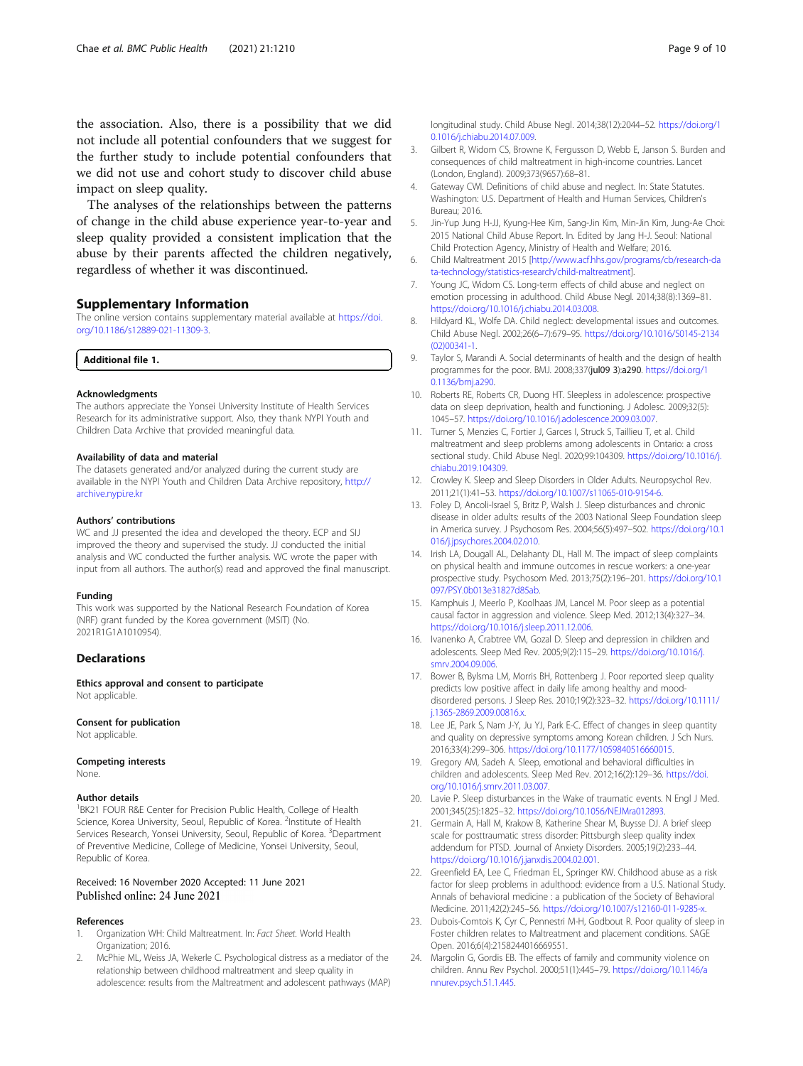the association. Also, there is a possibility that we did not include all potential confounders that we suggest for the further study to include potential confounders that we did not use and cohort study to discover child abuse impact on sleep quality.

The analyses of the relationships between the patterns of change in the child abuse experience year-to-year and sleep quality provided a consistent implication that the abuse by their parents affected the children negatively, regardless of whether it was discontinued.

## Supplementary Information

The online version contains supplementary material available at https://doi.org/10.1186/s12889-021-11309-3.

**Additional file 1.**

### Acknowledgments

The authors appreciate the Yonsei University Institute of Health Services Research for its administrative support. Also, they thank NYPI Youth and Children Data Archive that provided meaningful data.

### Availability of data and material

The datasets generated and/or analyzed during the current study are available in the NYPI Youth and Children Data Archive repository, http://archive.nypi.re.kr

### Authors' contributions

WC and JJ presented the idea and developed the theory. ECP and SIJ improved the theory and supervised the study. JJ conducted the initial analysis and WC conducted the further analysis. WC wrote the paper with input from all authors. The author(s) read and approved the final manuscript.

### Funding

This work was supported by the National Research Foundation of Korea (NRF) grant funded by the Korea government (MSIT) (No. 2021R1G1A1010954).

## Declarations

### Ethics approval and consent to participate

Not applicable.

### Consent for publication

Not applicable.

### Competing interests

None.

### Author details

[1]BK21 FOUR R&E Center for Precision Public Health, College of Health Science, Korea University, Seoul, Republic of Korea. [2]Institute of Health Services Research, Yonsei University, Seoul, Republic of Korea. [3]Department of Preventive Medicine, College of Medicine, Yonsei University, Seoul, Republic of Korea.

Received: 16 November 2020 Accepted: 11 June 2021
Published online: 24 June 2021

### References

1. Organization WH: Child Maltreatment. In: *Fact Sheet*. World Health Organization; 2016.
2. McPhie ML, Weiss JA, Wekerle C. Psychological distress as a mediator of the relationship between childhood maltreatment and sleep quality in adolescence: results from the Maltreatment and adolescent pathways (MAP) longitudinal study. Child Abuse Negl. 2014;38(12):2044–52. https://doi.org/10.1016/j.chiabu.2014.07.009.
3. Gilbert R, Widom CS, Browne K, Fergusson D, Webb E, Janson S. Burden and consequences of child maltreatment in high-income countries. Lancet (London, England). 2009;373(9657):68–81.
4. Gateway CWI. Definitions of child abuse and neglect. In: State Statutes. Washington: U.S. Department of Health and Human Services, Children's Bureau; 2016.
5. Jin-Yup Jung H-JJ, Kyung-Hee Kim, Sang-Jin Kim, Min-Jin Kim, Jung-Ae Choi: 2015 National Child Abuse Report. In. Edited by Jang H-J. Seoul: National Child Protection Agency, Ministry of Health and Welfare; 2016.
6. Child Maltreatment 2015 [http://www.acf.hhs.gov/programs/cb/research-data-technology/statistics-research/child-maltreatment].
7. Young JC, Widom CS. Long-term effects of child abuse and neglect on emotion processing in adulthood. Child Abuse Negl. 2014;38(8):1369–81. https://doi.org/10.1016/j.chiabu.2014.03.008.
8. Hildyard KL, Wolfe DA. Child neglect: developmental issues and outcomes. Child Abuse Negl. 2002;26(6–7):679–95. https://doi.org/10.1016/S0145-2134(02)00341-1.
9. Taylor S, Marandi A. Social determinants of health and the design of health programmes for the poor. BMJ. 2008;337(**jul09 3**):**a290**. https://doi.org/10.1136/bmj.a290.
10. Roberts RE, Roberts CR, Duong HT. Sleepless in adolescence: prospective data on sleep deprivation, health and functioning. J Adolesc. 2009;32(5): 1045–57. https://doi.org/10.1016/j.adolescence.2009.03.007.
11. Turner S, Menzies C, Fortier J, Garces I, Struck S, Taillieu T, et al. Child maltreatment and sleep problems among adolescents in Ontario: a cross sectional study. Child Abuse Negl. 2020;99:104309. https://doi.org/10.1016/j.chiabu.2019.104309.
12. Crowley K. Sleep and Sleep Disorders in Older Adults. Neuropsychol Rev. 2011;21(1):41–53. https://doi.org/10.1007/s11065-010-9154-6.
13. Foley D, Ancoli-Israel S, Britz P, Walsh J. Sleep disturbances and chronic disease in older adults: results of the 2003 National Sleep Foundation survey in America survey. J Psychosom Res. 2004;56(5):497–502. https://doi.org/10.1016/j.jpsychores.2004.02.010.
14. Irish LA, Dougall AL, Delahanty DL, Hall M. The impact of sleep complaints on physical health and immune outcomes in rescue workers: a one-year prospective study. Psychosom Med. 2013;75(2):196–201. https://doi.org/10.1097/PSY.0b013e31827d85ab.
15. Kamphuis J, Meerlo P, Koolhaas JM, Lancel M. Poor sleep as a potential causal factor in aggression and violence. Sleep Med. 2012;13(4):327–34. https://doi.org/10.1016/j.sleep.2011.12.006.
16. Ivanenko A, Crabtree VM, Gozal D. Sleep and depression in children and adolescents. Sleep Med Rev. 2005;9(2):115–29. https://doi.org/10.1016/j.smrv.2004.09.006.
17. Bower B, Bylsma LM, Morris BH, Rottenberg J. Poor reported sleep quality predicts low positive affect in daily life among healthy and mood-disordered persons. J Sleep Res. 2010;19(2):323–32. https://doi.org/10.1111/j.1365-2869.2009.00816.x.
18. Lee JE, Park S, Nam J-Y, Ju YJ, Park E-C. Effect of changes in sleep quantity and quality on depressive symptoms among Korean children. J Sch Nurs. 2016;33(4):299–306. https://doi.org/10.1177/1059840516660015.
19. Gregory AM, Sadeh A. Sleep, emotional and behavioral difficulties in children and adolescents. Sleep Med Rev. 2012;16(2):129–36. https://doi.org/10.1016/j.smrv.2011.03.007.
20. Lavie P. Sleep disturbances in the Wake of traumatic events. N Engl J Med. 2001;345(25):1825–32. https://doi.org/10.1056/NEJMra012893.
21. Germain A, Hall M, Krakow B, Katherine Shear M, Buysse DJ. A brief sleep scale for posttraumatic stress disorder: Pittsburgh sleep quality index addendum for PTSD. Journal of Anxiety Disorders. 2005;19(2):233–44. https://doi.org/10.1016/j.janxdis.2004.02.001.
22. Greenfield EA, Lee C, Friedman EL, Springer KW. Childhood abuse as a risk factor for sleep problems in adulthood: evidence from a U.S. National Study. Annals of behavioral medicine : a publication of the Society of Behavioral Medicine. 2011;42(2):245–56. https://doi.org/10.1007/s12160-011-9285-x.
23. Dubois-Comtois K, Cyr C, Pennestri M-H, Godbout R. Poor quality of sleep in Foster children relates to Maltreatment and placement conditions. SAGE Open. 2016;6(4):2158244016669551.
24. Margolin G, Gordis EB. The effects of family and community violence on children. Annu Rev Psychol. 2000;51(1):445–79. https://doi.org/10.1146/annurev.psych.51.1.445.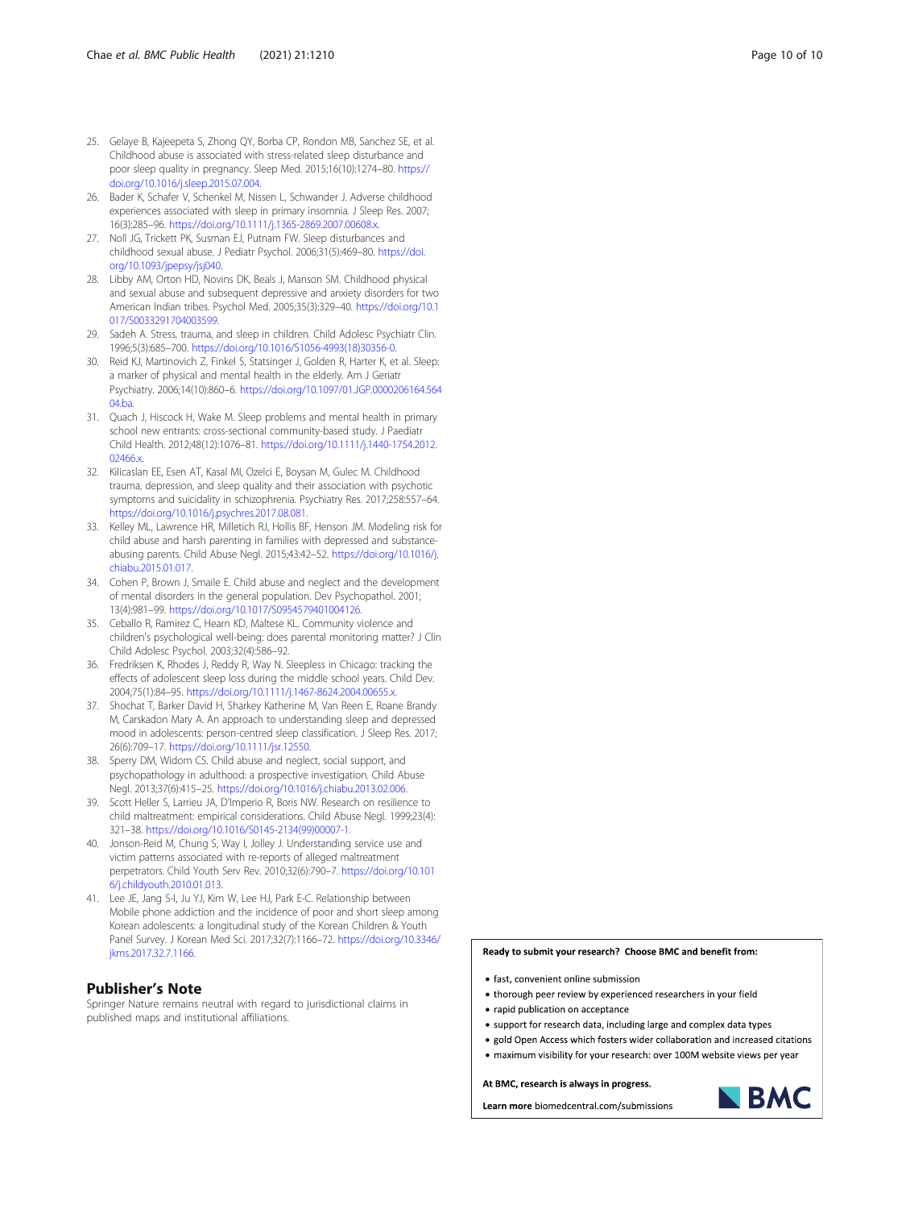25. Gelaye B, Kajeepeta S, Zhong QY, Borba CP, Rondon MB, Sanchez SE, et al. Childhood abuse is associated with stress-related sleep disturbance and poor sleep quality in pregnancy. Sleep Med. 2015;16(10):1274–80. https://doi.org/10.1016/j.sleep.2015.07.004.
26. Bader K, Schafer V, Schenkel M, Nissen L, Schwander J. Adverse childhood experiences associated with sleep in primary insomnia. J Sleep Res. 2007; 16(3):285–96. https://doi.org/10.1111/j.1365-2869.2007.00608.x.
27. Noll JG, Trickett PK, Susman EJ, Putnam FW. Sleep disturbances and childhood sexual abuse. J Pediatr Psychol. 2006;31(5):469–80. https://doi.org/10.1093/jpepsy/jsj040.
28. Libby AM, Orton HD, Novins DK, Beals J, Manson SM. Childhood physical and sexual abuse and subsequent depressive and anxiety disorders for two American Indian tribes. Psychol Med. 2005;35(3):329–40. https://doi.org/10.1017/S0033291704003599.
29. Sadeh A. Stress, trauma, and sleep in children. Child Adolesc Psychiatr Clin. 1996;5(3):685–700. https://doi.org/10.1016/S1056-4993(18)30356-0.
30. Reid KJ, Martinovich Z, Finkel S, Statsinger J, Golden R, Harter K, et al. Sleep: a marker of physical and mental health in the elderly. Am J Geriatr Psychiatry. 2006;14(10):860–6. https://doi.org/10.1097/01.JGP.0000206164.56404.ba.
31. Quach J, Hiscock H, Wake M. Sleep problems and mental health in primary school new entrants: cross-sectional community-based study. J Paediatr Child Health. 2012;48(12):1076–81. https://doi.org/10.1111/j.1440-1754.2012.02466.x.
32. Kilicaslan EE, Esen AT, Kasal MI, Ozelci E, Boysan M, Gulec M. Childhood trauma, depression, and sleep quality and their association with psychotic symptoms and suicidality in schizophrenia. Psychiatry Res. 2017;258:557–64. https://doi.org/10.1016/j.psychres.2017.08.081.
33. Kelley ML, Lawrence HR, Milletich RJ, Hollis BF, Henson JM. Modeling risk for child abuse and harsh parenting in families with depressed and substance-abusing parents. Child Abuse Negl. 2015;43:42–52. https://doi.org/10.1016/j.chiabu.2015.01.017.
34. Cohen P, Brown J, Smaile E. Child abuse and neglect and the development of mental disorders in the general population. Dev Psychopathol. 2001; 13(4):981–99. https://doi.org/10.1017/S0954579401004126.
35. Ceballo R, Ramirez C, Hearn KD, Maltese KL. Community violence and children's psychological well-being: does parental monitoring matter? J Clin Child Adolesc Psychol. 2003;32(4):586–92.
36. Fredriksen K, Rhodes J, Reddy R, Way N. Sleepless in Chicago: tracking the effects of adolescent sleep loss during the middle school years. Child Dev. 2004;75(1):84–95. https://doi.org/10.1111/j.1467-8624.2004.00655.x.
37. Shochat T, Barker David H, Sharkey Katherine M, Van Reen E, Roane Brandy M, Carskadon Mary A. An approach to understanding sleep and depressed mood in adolescents: person-centred sleep classification. J Sleep Res. 2017; 26(6):709–17. https://doi.org/10.1111/jsr.12550.
38. Sperry DM, Widom CS. Child abuse and neglect, social support, and psychopathology in adulthood: a prospective investigation. Child Abuse Negl. 2013;37(6):415–25. https://doi.org/10.1016/j.chiabu.2013.02.006.
39. Scott Heller S, Larrieu JA, D'Imperio R, Boris NW. Research on resilience to child maltreatment: empirical considerations. Child Abuse Negl. 1999;23(4): 321–38. https://doi.org/10.1016/S0145-2134(99)00007-1.
40. Jonson-Reid M, Chung S, Way I, Jolley J. Understanding service use and victim patterns associated with re-reports of alleged maltreatment perpetrators. Child Youth Serv Rev. 2010;32(6):790–7. https://doi.org/10.1016/j.childyouth.2010.01.013.
41. Lee JE, Jang S-I, Ju YJ, Kim W, Lee HJ, Park E-C. Relationship between Mobile phone addiction and the incidence of poor and short sleep among Korean adolescents: a longitudinal study of the Korean Children & Youth Panel Survey. J Korean Med Sci. 2017;32(7):1166–72. https://doi.org/10.3346/jkms.2017.32.7.1166.

## Publisher's Note

Springer Nature remains neutral with regard to jurisdictional claims in published maps and institutional affiliations.

**Ready to submit your research? Choose BMC and benefit from:**

- fast, convenient online submission
- thorough peer review by experienced researchers in your field
- rapid publication on acceptance
- support for research data, including large and complex data types
- gold Open Access which fosters wider collaboration and increased citations
- maximum visibility for your research: over 100M website views per year

**At BMC, research is always in progress.**

**Learn more** biomedcentral.com/submissions

BMC